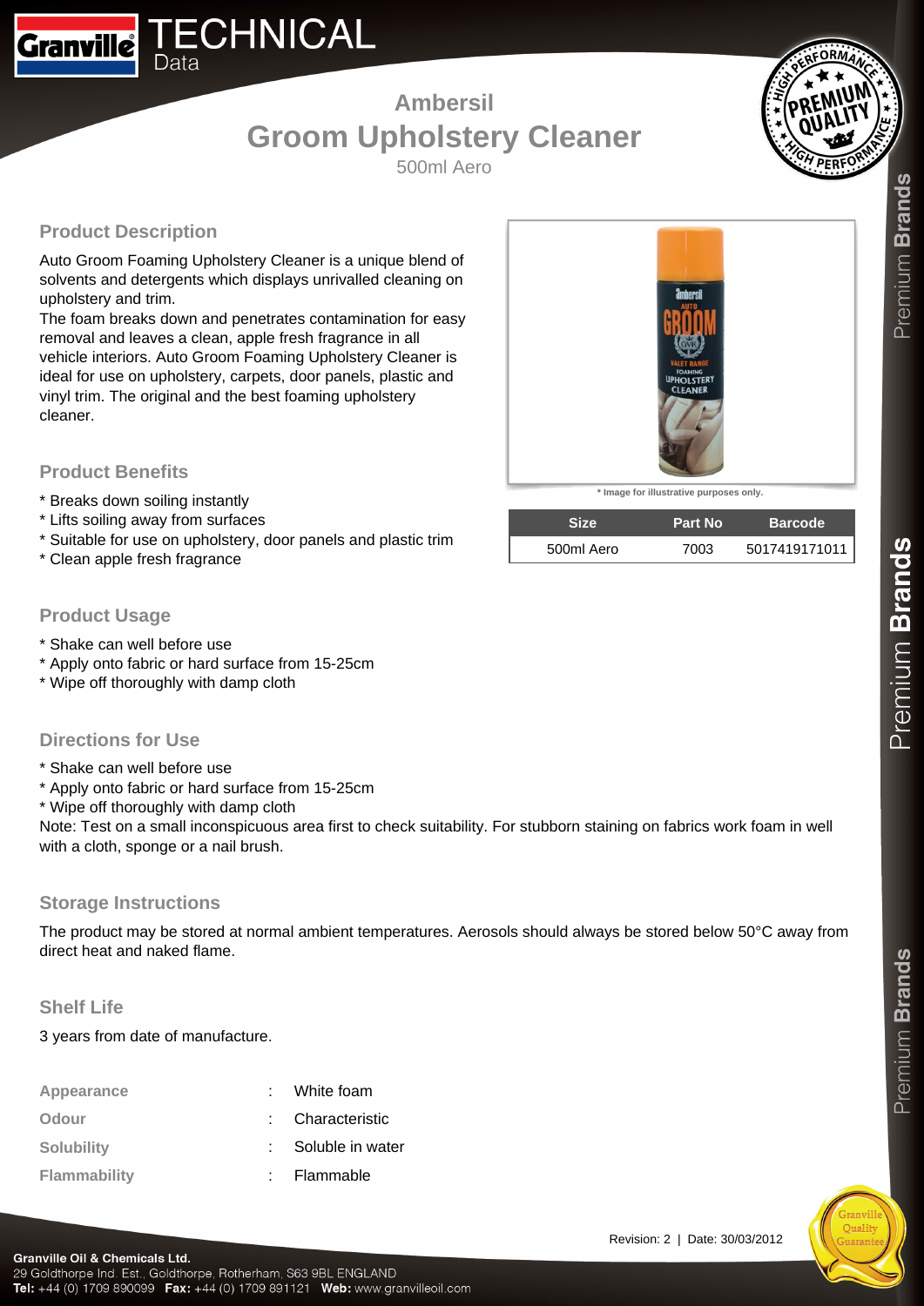# Granville TECHNICAL Data

## Ambersil
# Groom Upholstery Cleaner
500ml Aero

### Product Description

Auto Groom Foaming Upholstery Cleaner is a unique blend of solvents and detergents which displays unrivalled cleaning on upholstery and trim.
The foam breaks down and penetrates contamination for easy removal and leaves a clean, apple fresh fragrance in all vehicle interiors. Auto Groom Foaming Upholstery Cleaner is ideal for use on upholstery, carpets, door panels, plastic and vinyl trim. The original and the best foaming upholstery cleaner.

* Image for illustrative purposes only.

| Size | Part No | Barcode |
|---|---|---|
| 500ml Aero | 7003 | 5017419171011 |

### Product Benefits

* Breaks down soiling instantly
* Lifts soiling away from surfaces
* Suitable for use on upholstery, door panels and plastic trim
* Clean apple fresh fragrance

### Product Usage

* Shake can well before use
* Apply onto fabric or hard surface from 15-25cm
* Wipe off thoroughly with damp cloth

### Directions for Use

* Shake can well before use
* Apply onto fabric or hard surface from 15-25cm
* Wipe off thoroughly with damp cloth

Note: Test on a small inconspicuous area first to check suitability. For stubborn staining on fabrics work foam in well with a cloth, sponge or a nail brush.

### Storage Instructions

The product may be stored at normal ambient temperatures. Aerosols should always be stored below 50°C away from direct heat and naked flame.

### Shelf Life

3 years from date of manufacture.

| | | |
|---|---|---|
| **Appearance** | : | White foam |
| **Odour** | : | Characteristic |
| **Solubility** | : | Soluble in water |
| **Flammability** | : | Flammable |

Revision: 2 | Date: 30/03/2012

**Granville Oil & Chemicals Ltd.**
29 Goldthorpe Ind. Est., Goldthorpe, Rotherham, S63 9BL ENGLAND
**Tel:** +44 (0) 1709 890099 **Fax:** +44 (0) 1709 891121 **Web:** www.granvilleoil.com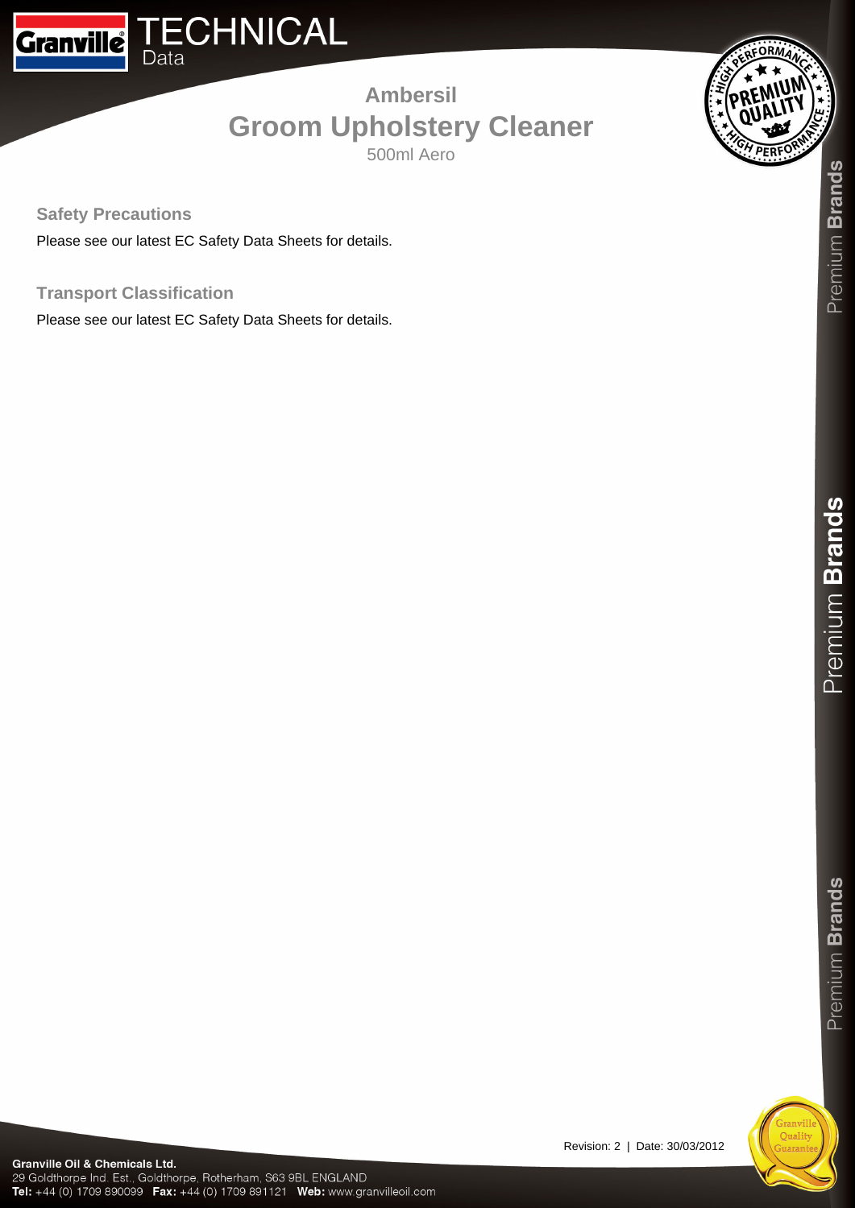# Ambersil

## Groom Upholstery Cleaner

500ml Aero

### Safety Precautions

Please see our latest EC Safety Data Sheets for details.

### Transport Classification

Please see our latest EC Safety Data Sheets for details.

Revision: 2 | Date: 30/03/2012

**Granville Oil & Chemicals Ltd.**
29 Goldthorpe Ind. Est., Goldthorpe, Rotherham, S63 9BL ENGLAND
**Tel:** +44 (0) 1709 890099 **Fax:** +44 (0) 1709 891121 **Web:** www.granvilleoil.com